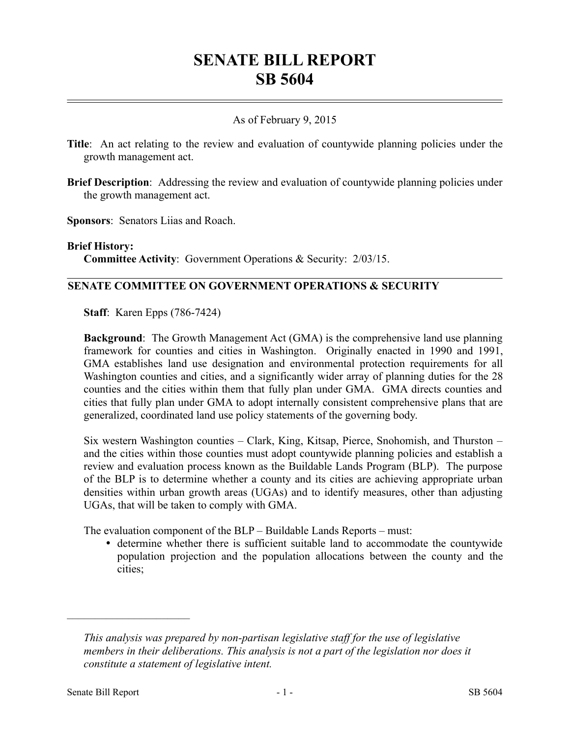# SENATE BILL REPORT
# SB 5604

As of February 9, 2015

**Title**: An act relating to the review and evaluation of countywide planning policies under the growth management act.

**Brief Description**: Addressing the review and evaluation of countywide planning policies under the growth management act.

**Sponsors**: Senators Liias and Roach.

**Brief History:**
**Committee Activity**: Government Operations & Security: 2/03/15.

## SENATE COMMITTEE ON GOVERNMENT OPERATIONS & SECURITY

**Staff**: Karen Epps (786-7424)

**Background**: The Growth Management Act (GMA) is the comprehensive land use planning framework for counties and cities in Washington. Originally enacted in 1990 and 1991, GMA establishes land use designation and environmental protection requirements for all Washington counties and cities, and a significantly wider array of planning duties for the 28 counties and the cities within them that fully plan under GMA. GMA directs counties and cities that fully plan under GMA to adopt internally consistent comprehensive plans that are generalized, coordinated land use policy statements of the governing body.

Six western Washington counties – Clark, King, Kitsap, Pierce, Snohomish, and Thurston – and the cities within those counties must adopt countywide planning policies and establish a review and evaluation process known as the Buildable Lands Program (BLP). The purpose of the BLP is to determine whether a county and its cities are achieving appropriate urban densities within urban growth areas (UGAs) and to identify measures, other than adjusting UGAs, that will be taken to comply with GMA.

The evaluation component of the BLP – Buildable Lands Reports – must:

- determine whether there is sufficient suitable land to accommodate the countywide population projection and the population allocations between the county and the cities;

---

*This analysis was prepared by non-partisan legislative staff for the use of legislative members in their deliberations. This analysis is not a part of the legislation nor does it constitute a statement of legislative intent.*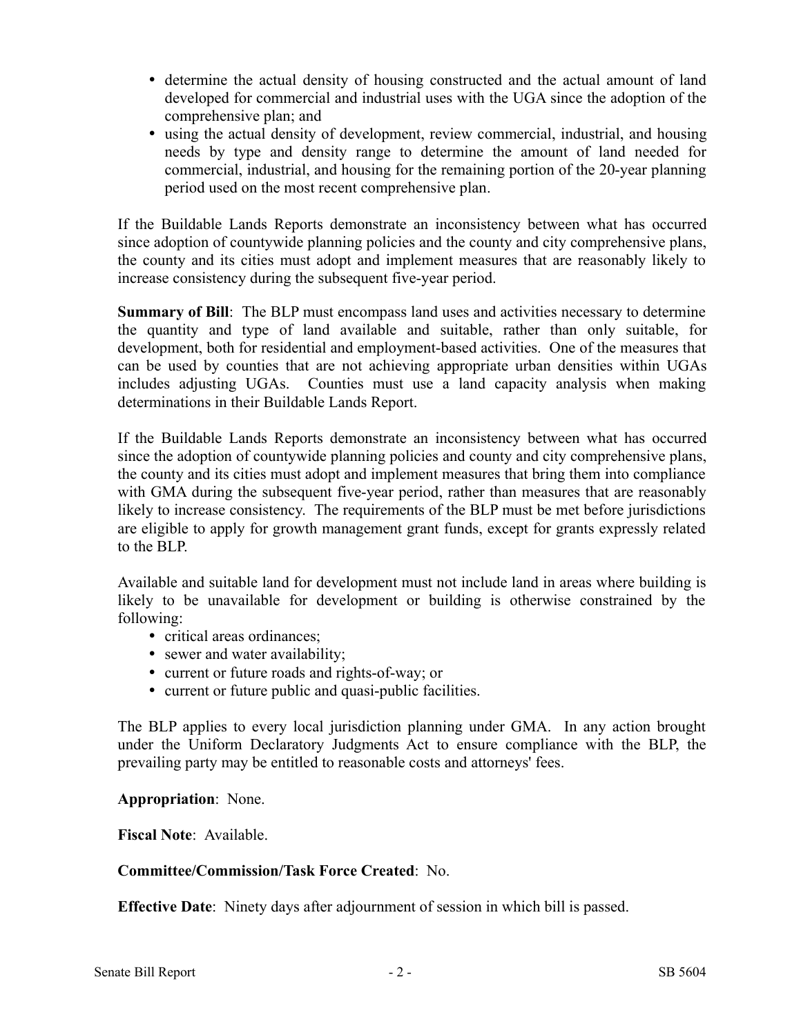- determine the actual density of housing constructed and the actual amount of land developed for commercial and industrial uses with the UGA since the adoption of the comprehensive plan; and
- using the actual density of development, review commercial, industrial, and housing needs by type and density range to determine the amount of land needed for commercial, industrial, and housing for the remaining portion of the 20-year planning period used on the most recent comprehensive plan.

If the Buildable Lands Reports demonstrate an inconsistency between what has occurred since adoption of countywide planning policies and the county and city comprehensive plans, the county and its cities must adopt and implement measures that are reasonably likely to increase consistency during the subsequent five-year period.

**Summary of Bill**: The BLP must encompass land uses and activities necessary to determine the quantity and type of land available and suitable, rather than only suitable, for development, both for residential and employment-based activities. One of the measures that can be used by counties that are not achieving appropriate urban densities within UGAs includes adjusting UGAs. Counties must use a land capacity analysis when making determinations in their Buildable Lands Report.

If the Buildable Lands Reports demonstrate an inconsistency between what has occurred since the adoption of countywide planning policies and county and city comprehensive plans, the county and its cities must adopt and implement measures that bring them into compliance with GMA during the subsequent five-year period, rather than measures that are reasonably likely to increase consistency. The requirements of the BLP must be met before jurisdictions are eligible to apply for growth management grant funds, except for grants expressly related to the BLP.

Available and suitable land for development must not include land in areas where building is likely to be unavailable for development or building is otherwise constrained by the following:
- critical areas ordinances;
- sewer and water availability;
- current or future roads and rights-of-way; or
- current or future public and quasi-public facilities.

The BLP applies to every local jurisdiction planning under GMA. In any action brought under the Uniform Declaratory Judgments Act to ensure compliance with the BLP, the prevailing party may be entitled to reasonable costs and attorneys' fees.

**Appropriation**: None.

**Fiscal Note**: Available.

**Committee/Commission/Task Force Created**: No.

**Effective Date**: Ninety days after adjournment of session in which bill is passed.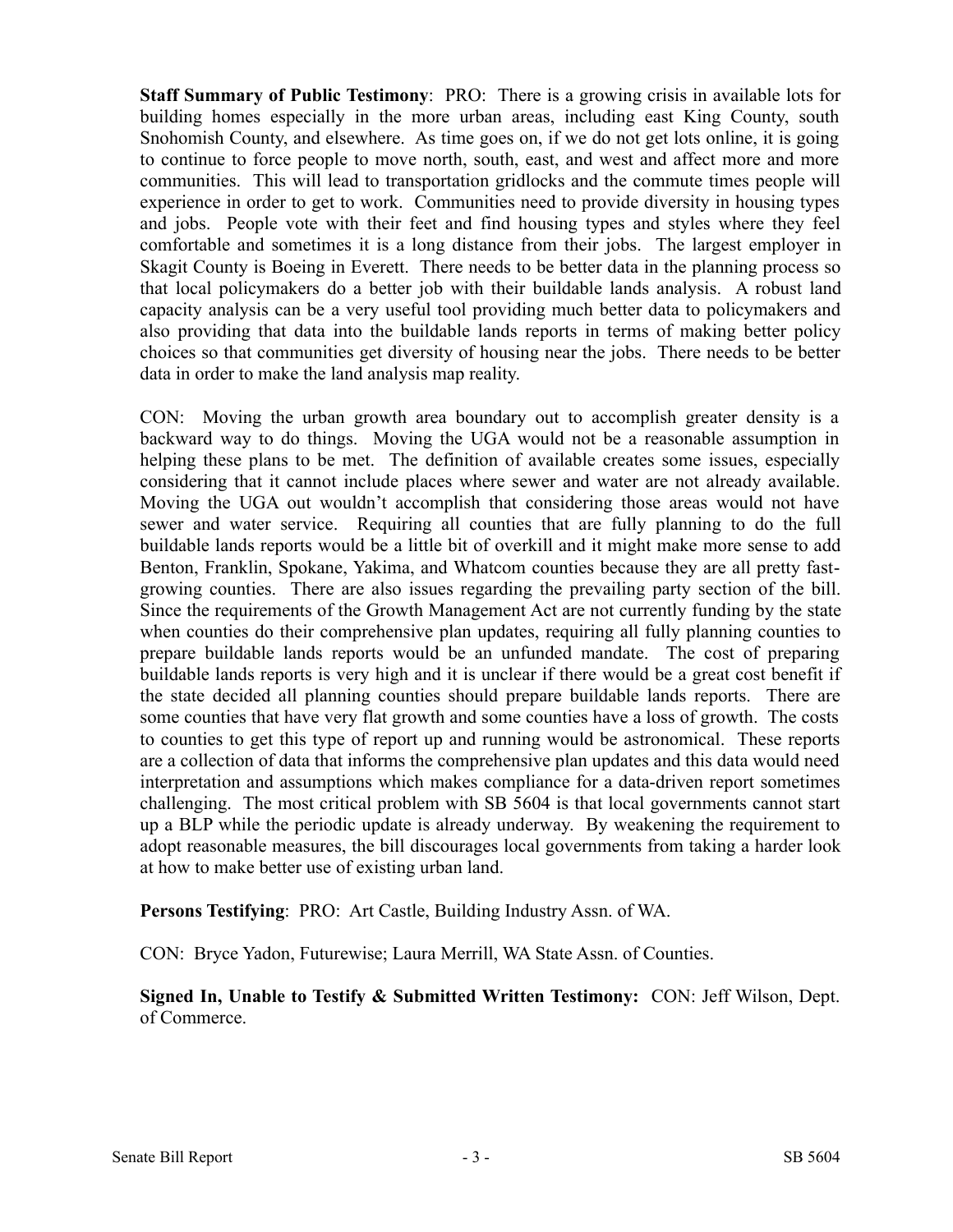**Staff Summary of Public Testimony**: PRO: There is a growing crisis in available lots for building homes especially in the more urban areas, including east King County, south Snohomish County, and elsewhere. As time goes on, if we do not get lots online, it is going to continue to force people to move north, south, east, and west and affect more and more communities. This will lead to transportation gridlocks and the commute times people will experience in order to get to work. Communities need to provide diversity in housing types and jobs. People vote with their feet and find housing types and styles where they feel comfortable and sometimes it is a long distance from their jobs. The largest employer in Skagit County is Boeing in Everett. There needs to be better data in the planning process so that local policymakers do a better job with their buildable lands analysis. A robust land capacity analysis can be a very useful tool providing much better data to policymakers and also providing that data into the buildable lands reports in terms of making better policy choices so that communities get diversity of housing near the jobs. There needs to be better data in order to make the land analysis map reality.

CON: Moving the urban growth area boundary out to accomplish greater density is a backward way to do things. Moving the UGA would not be a reasonable assumption in helping these plans to be met. The definition of available creates some issues, especially considering that it cannot include places where sewer and water are not already available. Moving the UGA out wouldn't accomplish that considering those areas would not have sewer and water service. Requiring all counties that are fully planning to do the full buildable lands reports would be a little bit of overkill and it might make more sense to add Benton, Franklin, Spokane, Yakima, and Whatcom counties because they are all pretty fast-growing counties. There are also issues regarding the prevailing party section of the bill. Since the requirements of the Growth Management Act are not currently funding by the state when counties do their comprehensive plan updates, requiring all fully planning counties to prepare buildable lands reports would be an unfunded mandate. The cost of preparing buildable lands reports is very high and it is unclear if there would be a great cost benefit if the state decided all planning counties should prepare buildable lands reports. There are some counties that have very flat growth and some counties have a loss of growth. The costs to counties to get this type of report up and running would be astronomical. These reports are a collection of data that informs the comprehensive plan updates and this data would need interpretation and assumptions which makes compliance for a data-driven report sometimes challenging. The most critical problem with SB 5604 is that local governments cannot start up a BLP while the periodic update is already underway. By weakening the requirement to adopt reasonable measures, the bill discourages local governments from taking a harder look at how to make better use of existing urban land.

**Persons Testifying**: PRO: Art Castle, Building Industry Assn. of WA.

CON: Bryce Yadon, Futurewise; Laura Merrill, WA State Assn. of Counties.

**Signed In, Unable to Testify & Submitted Written Testimony:** CON: Jeff Wilson, Dept. of Commerce.